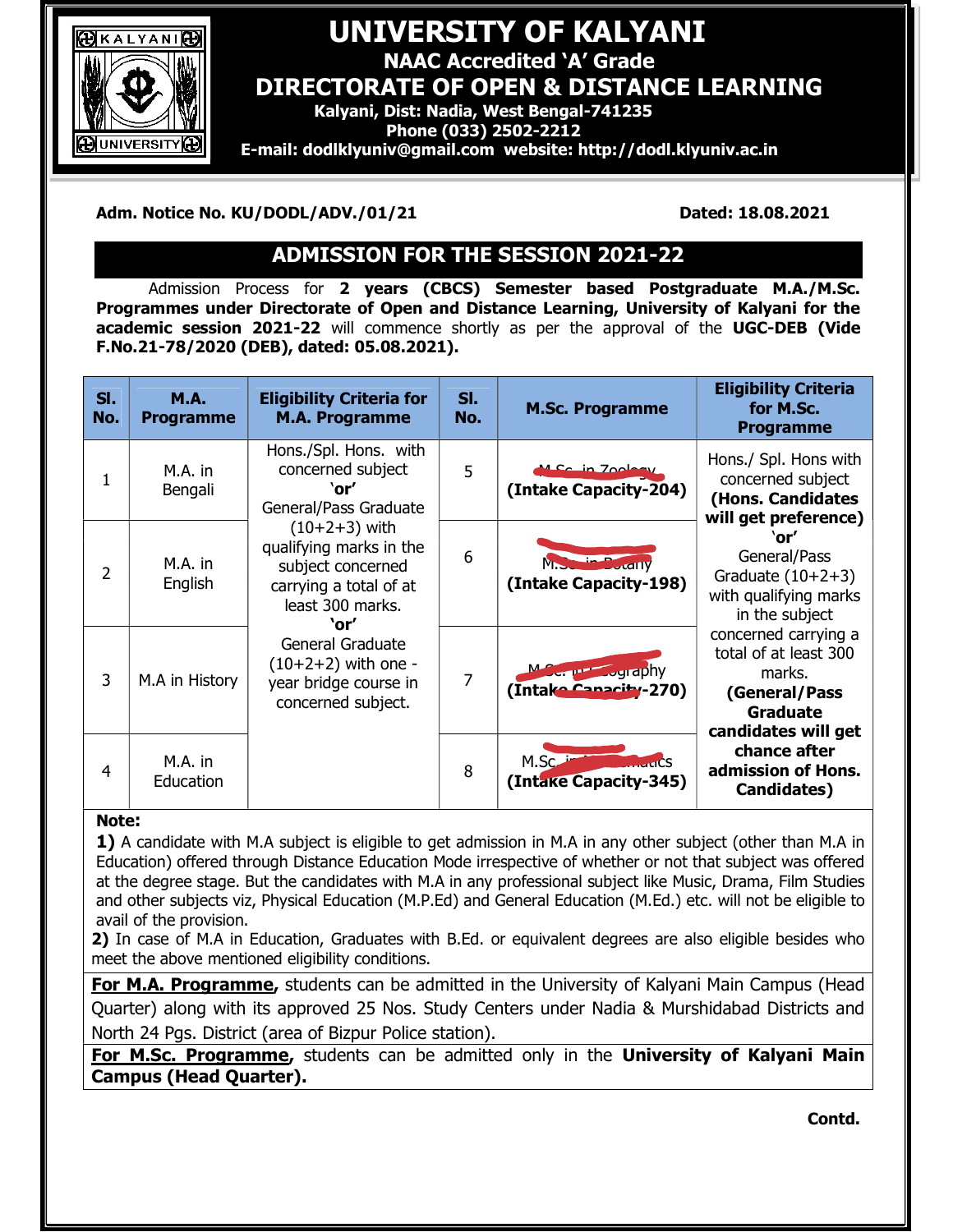# UNIVERSITY OF KALYANI

**NAAC Accredited 'A' Grade**

## DIRECTORATE OF OPEN & DISTANCE LEARNING

**Kalyani, Dist: Nadia, West Bengal-741235**

**Phone (033) 2502-2212**

**E-mail: dodlklyuniv@gmail.com website: http://dodl.klyuniv.ac.in**

**Adm. Notice No. KU/DODL/ADV./01/21** **Dated: 18.08.2021**

## ADMISSION FOR THE SESSION 2021-22

Admission Process for **2 years (CBCS) Semester based Postgraduate M.A./M.Sc. Programmes under Directorate of Open and Distance Learning, University of Kalyani for the academic session 2021-22** will commence shortly as per the approval of the **UGC-DEB (Vide F.No.21-78/2020 (DEB), dated: 05.08.2021).**

| Sl. No. | M.A. Programme | Eligibility Criteria for M.A. Programme | Sl. No. | M.Sc. Programme | Eligibility Criteria for M.Sc. Programme |
|---|---|---|---|---|---|
| 1 | M.A. in Bengali | Hons./Spl. Hons. with concerned subject **'or'** General/Pass Graduate (10+2+3) with qualifying marks in the subject concerned carrying a total of at least 300 marks. **'or'** General Graduate (10+2+2) with one - year bridge course in concerned subject. | 5 | ~~M.Sc. in Zoology~~ **(Intake Capacity-204)** | Hons./ Spl. Hons with concerned subject **(Hons. Candidates will get preference)** **'or'** General/Pass Graduate (10+2+3) with qualifying marks in the subject concerned carrying a total of at least 300 marks. **(General/Pass Graduate candidates will get chance after admission of Hons. Candidates)** |
| 2 | M.A. in English | | 6 | ~~M.Sc. in Botany~~ **(Intake Capacity-198)** | |
| 3 | M.A in History | | 7 | ~~M.Sc. in Geography~~ **(Intake Capacity-270)** | |
| 4 | M.A. in Education | | 8 | ~~M.Sc. in Mathematics~~ **(Intake Capacity-345)** | |

**Note:**

**1)** A candidate with M.A subject is eligible to get admission in M.A in any other subject (other than M.A in Education) offered through Distance Education Mode irrespective of whether or not that subject was offered at the degree stage. But the candidates with M.A in any professional subject like Music, Drama, Film Studies and other subjects viz, Physical Education (M.P.Ed) and General Education (M.Ed.) etc. will not be eligible to avail of the provision.

**2)** In case of M.A in Education, Graduates with B.Ed. or equivalent degrees are also eligible besides who meet the above mentioned eligibility conditions.

**For M.A. Programme,** students can be admitted in the University of Kalyani Main Campus (Head Quarter) along with its approved 25 Nos. Study Centers under Nadia & Murshidabad Districts and North 24 Pgs. District (area of Bizpur Police station).

**For M.Sc. Programme,** students can be admitted only in the **University of Kalyani Main Campus (Head Quarter).**

**Contd.**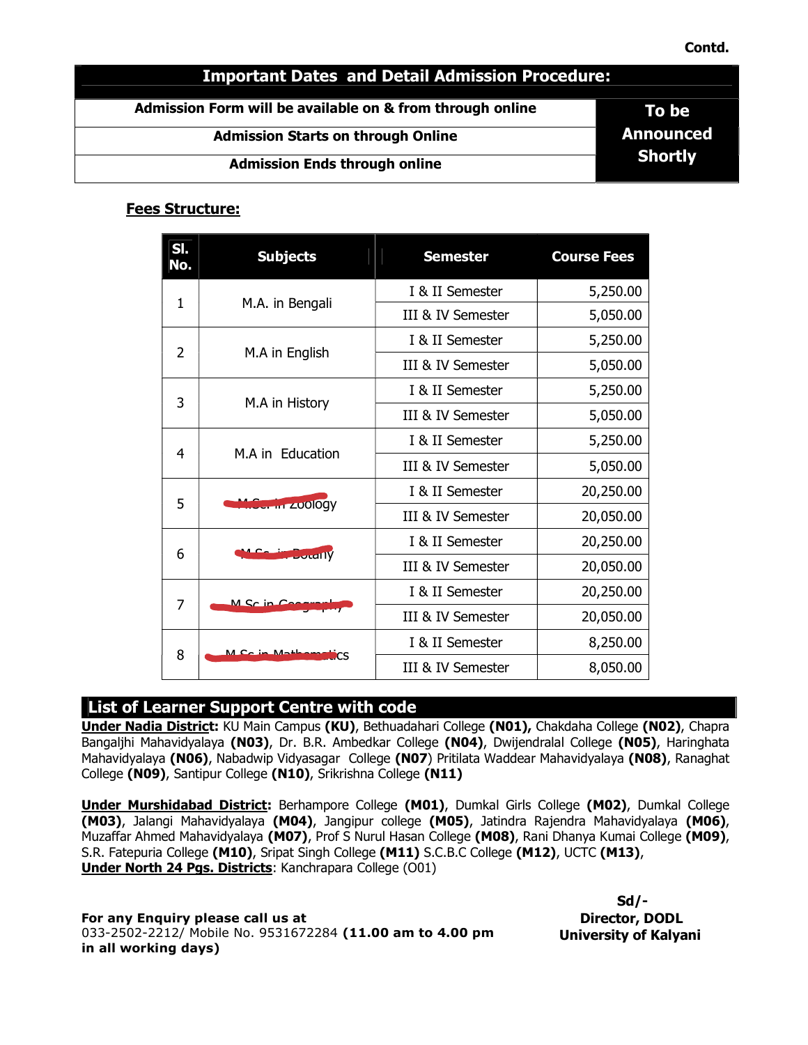Contd.

## Important Dates and Detail Admission Procedure:

| | |
|---|---|
| **Admission Form will be available on & from through online** | **To be Announced Shortly** |
| **Admission Starts on through Online** | |
| **Admission Ends through online** | |

**Fees Structure:**

| Sl. No. | Subjects | Semester | Course Fees |
|---|---|---|---|
| 1 | M.A. in Bengali | I & II Semester | 5,250.00 |
| | | III & IV Semester | 5,050.00 |
| 2 | M.A in English | I & II Semester | 5,250.00 |
| | | III & IV Semester | 5,050.00 |
| 3 | M.A in History | I & II Semester | 5,250.00 |
| | | III & IV Semester | 5,050.00 |
| 4 | M.A in Education | I & II Semester | 5,250.00 |
| | | III & IV Semester | 5,050.00 |
| 5 | ~~M.Sc. in Zoology~~ | I & II Semester | 20,250.00 |
| | | III & IV Semester | 20,050.00 |
| 6 | ~~M.Sc. in Botany~~ | I & II Semester | 20,250.00 |
| | | III & IV Semester | 20,050.00 |
| 7 | ~~M.Sc in Geography~~ | I & II Semester | 20,250.00 |
| | | III & IV Semester | 20,050.00 |
| 8 | ~~M.Sc in Mathematics~~ | I & II Semester | 8,250.00 |
| | | III & IV Semester | 8,050.00 |

## List of Learner Support Centre with code

**Under Nadia District:** KU Main Campus **(KU)**, Bethuadahari College **(N01),** Chakdaha College **(N02)**, Chapra Bangaljhi Mahavidyalaya **(N03)**, Dr. B.R. Ambedkar College **(N04)**, Dwijendralal College **(N05)**, Haringhata Mahavidyalaya **(N06)**, Nabadwip Vidyasagar College **(N07)** Pritilata Waddear Mahavidyalaya **(N08)**, Ranaghat College **(N09)**, Santipur College **(N10)**, Srikrishna College **(N11)**

**Under Murshidabad District:** Berhampore College **(M01)**, Dumkal Girls College **(M02)**, Dumkal College **(M03)**, Jalangi Mahavidyalaya **(M04)**, Jangipur college **(M05)**, Jatindra Rajendra Mahavidyalaya **(M06)**, Muzaffar Ahmed Mahavidyalaya **(M07)**, Prof S Nurul Hasan College **(M08)**, Rani Dhanya Kumai College **(M09)**, S.R. Fatepuria College **(M10)**, Sripat Singh College **(M11)** S.C.B.C College **(M12)**, UCTC **(M13)**,
**Under North 24 Pgs. Districts**: Kanchrapara College (O01)

**For any Enquiry please call us at**
033-2502-2212/ Mobile No. 9531672284 **(11.00 am to 4.00 pm in all working days)**

**Sd/-**
**Director, DODL**
**University of Kalyani**